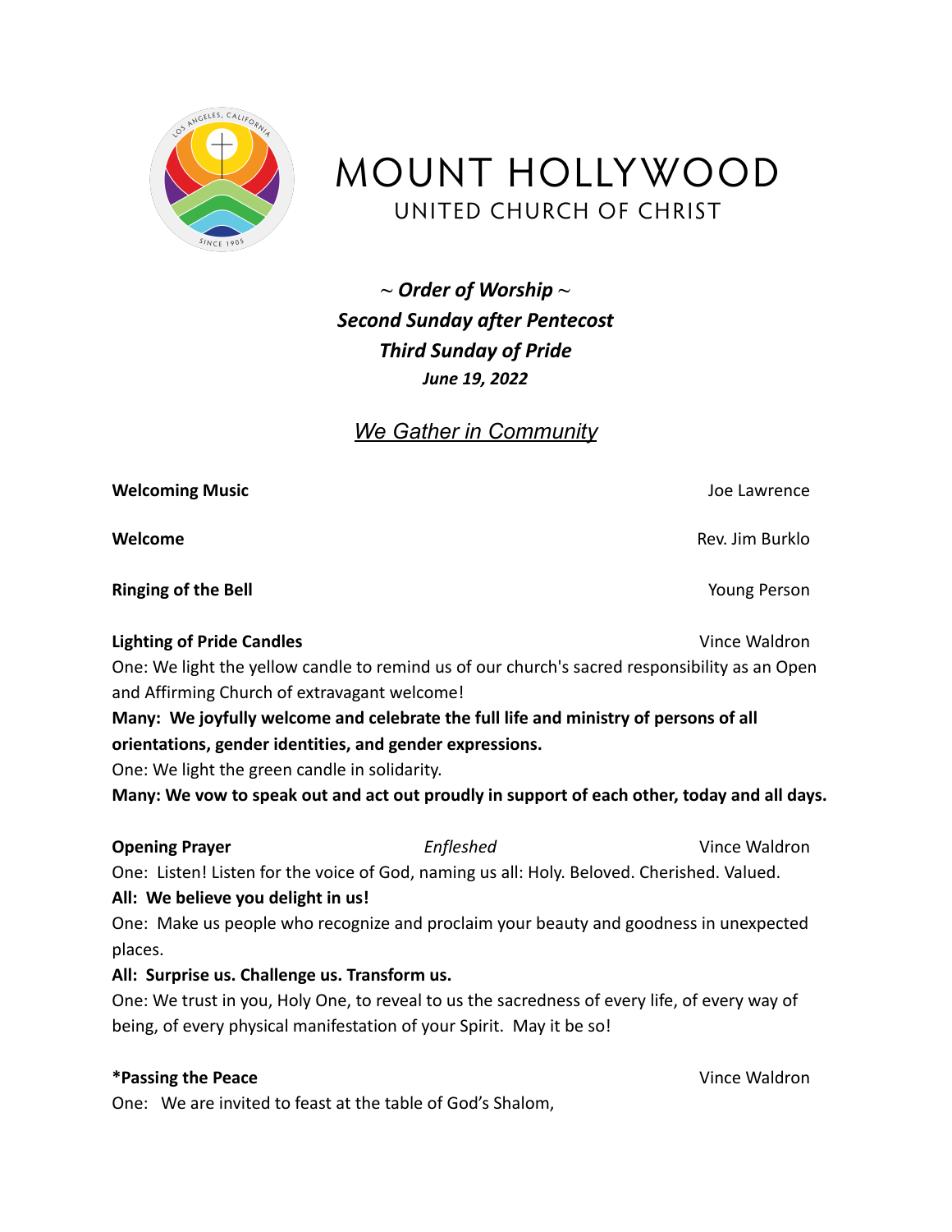# MOUNT HOLLYWOOD
## UNITED CHURCH OF CHRIST

*~ **Order of Worship** ~*
***Second Sunday after Pentecost***
***Third Sunday of Pride***
***June 19, 2022***

## *We Gather in Community*

**Welcoming Music** — Joe Lawrence

**Welcome** — Rev. Jim Burklo

**Ringing of the Bell** — Young Person

**Lighting of Pride Candles** — Vince Waldron

One: We light the yellow candle to remind us of our church's sacred responsibility as an Open and Affirming Church of extravagant welcome!

**Many: We joyfully welcome and celebrate the full life and ministry of persons of all orientations, gender identities, and gender expressions.**

One: We light the green candle in solidarity.

**Many: We vow to speak out and act out proudly in support of each other, today and all days.**

**Opening Prayer** — *Enfleshed* — Vince Waldron

One: Listen! Listen for the voice of God, naming us all: Holy. Beloved. Cherished. Valued.

**All: We believe you delight in us!**

One: Make us people who recognize and proclaim your beauty and goodness in unexpected places.

**All: Surprise us. Challenge us. Transform us.**

One: We trust in you, Holy One, to reveal to us the sacredness of every life, of every way of being, of every physical manifestation of your Spirit. May it be so!

**\*Passing the Peace** — Vince Waldron

One: We are invited to feast at the table of God's Shalom,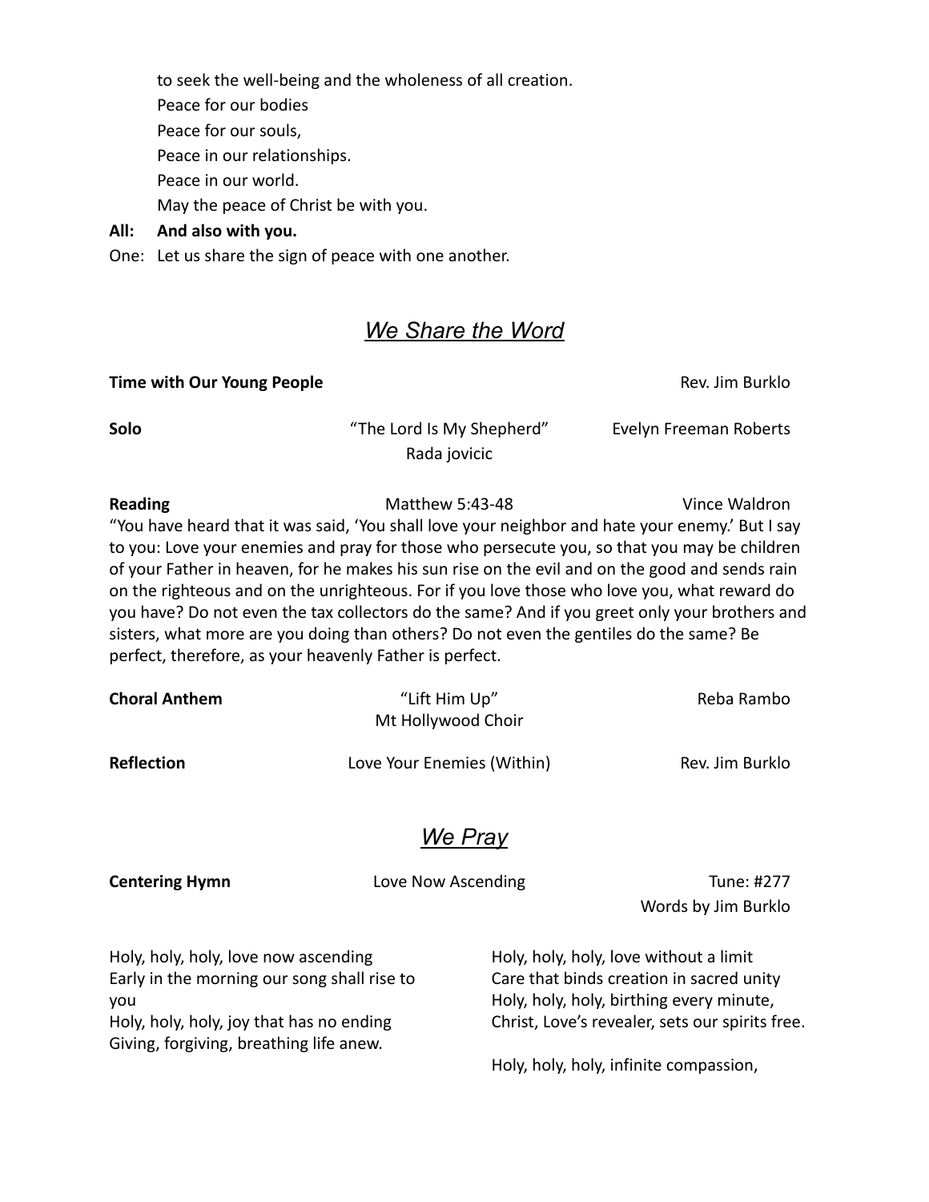to seek the well-being and the wholeness of all creation.
Peace for our bodies
Peace for our souls,
Peace in our relationships.
Peace in our world.
May the peace of Christ be with you.

**All: And also with you.**

One: Let us share the sign of peace with one another.

## *We Share the Word*

**Time with Our Young People** — Rev. Jim Burklo

**Solo** — "The Lord Is My Shepherd" — Evelyn Freeman Roberts
Rada jovicic

**Reading** — Matthew 5:43-48 — Vince Waldron

"You have heard that it was said, 'You shall love your neighbor and hate your enemy.' But I say to you: Love your enemies and pray for those who persecute you, so that you may be children of your Father in heaven, for he makes his sun rise on the evil and on the good and sends rain on the righteous and on the unrighteous. For if you love those who love you, what reward do you have? Do not even the tax collectors do the same? And if you greet only your brothers and sisters, what more are you doing than others? Do not even the gentiles do the same? Be perfect, therefore, as your heavenly Father is perfect.

**Choral Anthem** — "Lift Him Up" — Reba Rambo
Mt Hollywood Choir

**Reflection** — Love Your Enemies (Within) — Rev. Jim Burklo

## *We Pray*

**Centering Hymn** — Love Now Ascending — Tune: #277
Words by Jim Burklo

Holy, holy, holy, love now ascending
Early in the morning our song shall rise to you
Holy, holy, holy, joy that has no ending
Giving, forgiving, breathing life anew.

Holy, holy, holy, love without a limit
Care that binds creation in sacred unity
Holy, holy, holy, birthing every minute,
Christ, Love's revealer, sets our spirits free.

Holy, holy, holy, infinite compassion,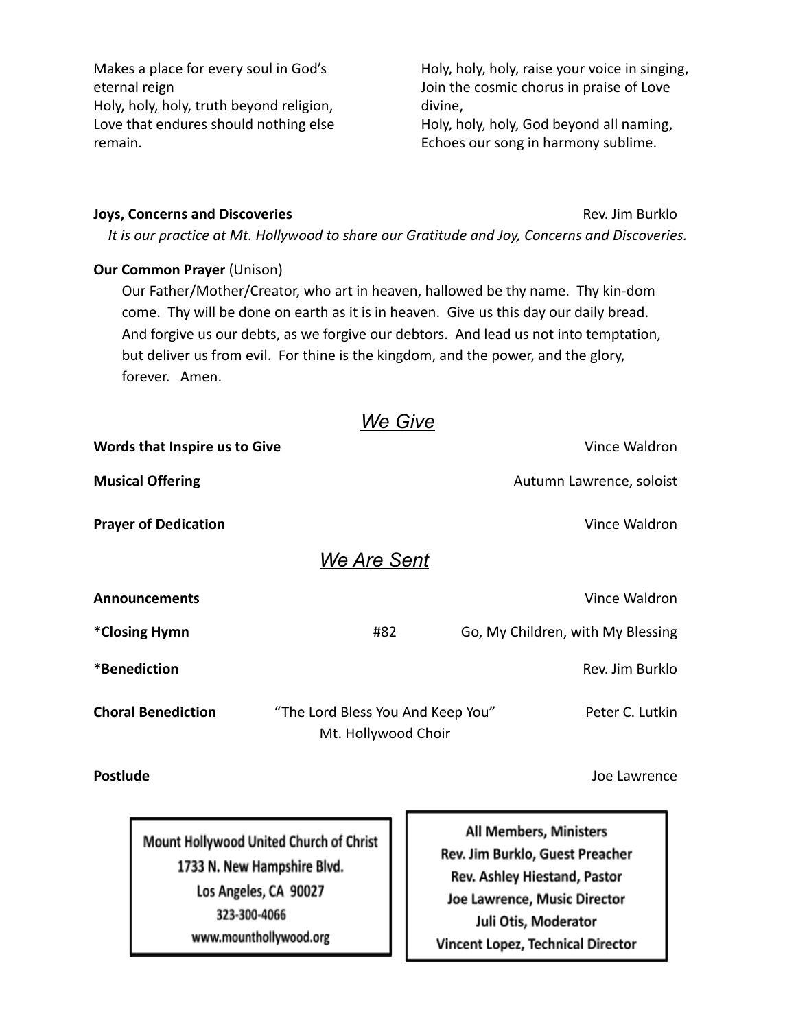Makes a place for every soul in God's eternal reign
Holy, holy, holy, truth beyond religion,
Love that endures should nothing else remain.

Holy, holy, holy, raise your voice in singing,
Join the cosmic chorus in praise of Love divine,
Holy, holy, holy, God beyond all naming,
Echoes our song in harmony sublime.

**Joys, Concerns and Discoveries** Rev. Jim Burklo

*It is our practice at Mt. Hollywood to share our Gratitude and Joy, Concerns and Discoveries.*

**Our Common Prayer** (Unison)

Our Father/Mother/Creator, who art in heaven, hallowed be thy name. Thy kin-dom come. Thy will be done on earth as it is in heaven. Give us this day our daily bread. And forgive us our debts, as we forgive our debtors. And lead us not into temptation, but deliver us from evil. For thine is the kingdom, and the power, and the glory, forever. Amen.

## *We Give*

**Words that Inspire us to Give** Vince Waldron

**Musical Offering** Autumn Lawrence, soloist

**Prayer of Dedication** Vince Waldron

## *We Are Sent*

**Announcements** Vince Waldron

***Closing Hymn** #82 Go, My Children, with My Blessing

***Benediction** Rev. Jim Burklo

**Choral Benediction** "The Lord Bless You And Keep You" Peter C. Lutkin
Mt. Hollywood Choir

**Postlude** Joe Lawrence

Mount Hollywood United Church of Christ
1733 N. New Hampshire Blvd.
Los Angeles, CA 90027
323-300-4066
www.mounthollywood.org

All Members, Ministers
Rev. Jim Burklo, Guest Preacher
Rev. Ashley Hiestand, Pastor
Joe Lawrence, Music Director
Juli Otis, Moderator
Vincent Lopez, Technical Director